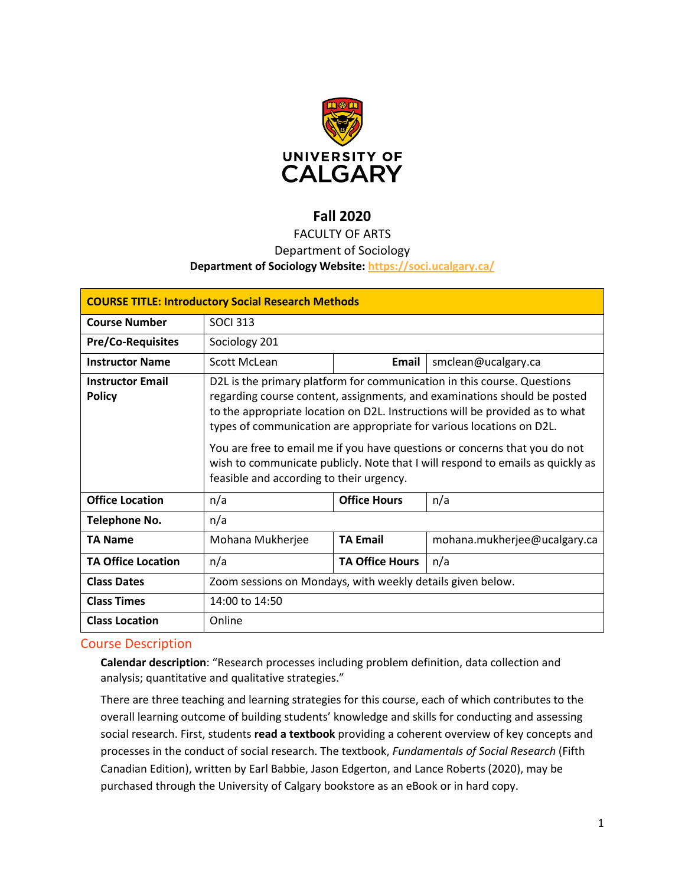**Fall 2020**

FACULTY OF ARTS

Department of Sociology

**Department of Sociology Website:** https://soci.ucalgary.ca/

| **COURSE TITLE: Introductory Social Research Methods** | | | |
|---|---|---|---|
| **Course Number** | SOCI 313 | | |
| **Pre/Co-Requisites** | Sociology 201 | | |
| **Instructor Name** | Scott McLean | **Email** | smclean@ucalgary.ca |
| **Instructor Email Policy** | D2L is the primary platform for communication in this course. Questions regarding course content, assignments, and examinations should be posted to the appropriate location on D2L. Instructions will be provided as to what types of communication are appropriate for various locations on D2L. You are free to email me if you have questions or concerns that you do not wish to communicate publicly. Note that I will respond to emails as quickly as feasible and according to their urgency. | | |
| **Office Location** | n/a | **Office Hours** | n/a |
| **Telephone No.** | n/a | | |
| **TA Name** | Mohana Mukherjee | **TA Email** | mohana.mukherjee@ucalgary.ca |
| **TA Office Location** | n/a | **TA Office Hours** | n/a |
| **Class Dates** | Zoom sessions on Mondays, with weekly details given below. | | |
| **Class Times** | 14:00 to 14:50 | | |
| **Class Location** | Online | | |

## Course Description

**Calendar description**: "Research processes including problem definition, data collection and analysis; quantitative and qualitative strategies."

There are three teaching and learning strategies for this course, each of which contributes to the overall learning outcome of building students' knowledge and skills for conducting and assessing social research. First, students **read a textbook** providing a coherent overview of key concepts and processes in the conduct of social research. The textbook, *Fundamentals of Social Research* (Fifth Canadian Edition), written by Earl Babbie, Jason Edgerton, and Lance Roberts (2020), may be purchased through the University of Calgary bookstore as an eBook or in hard copy.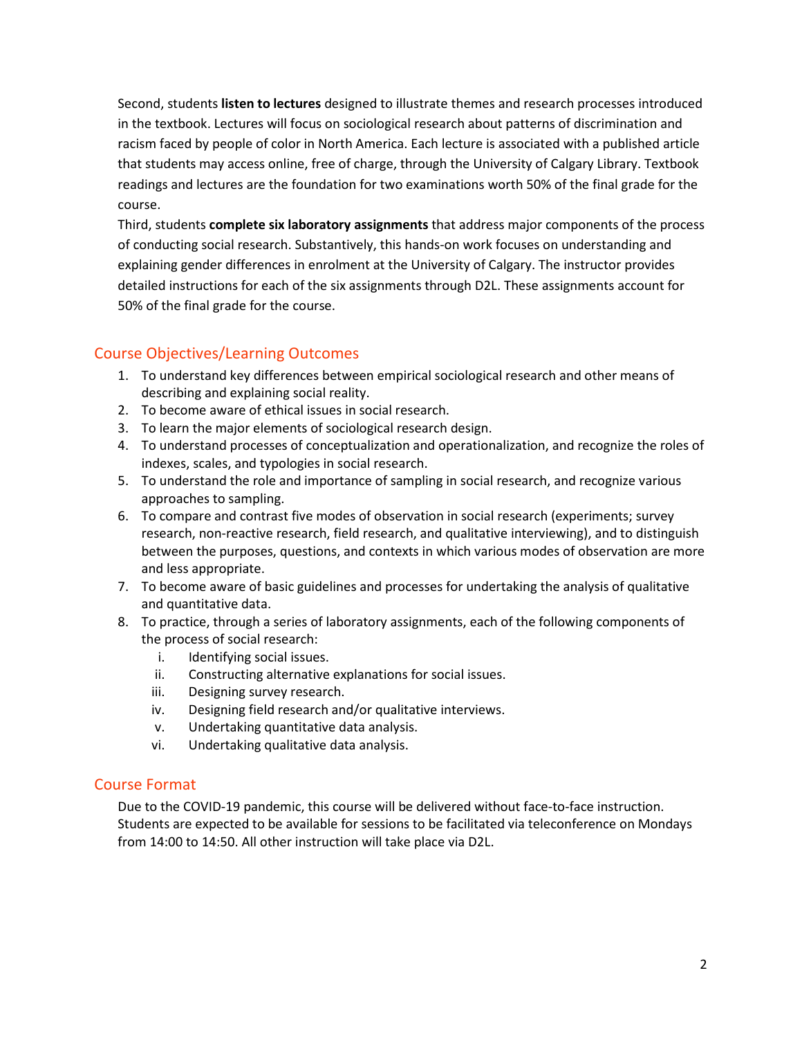Second, students **listen to lectures** designed to illustrate themes and research processes introduced in the textbook. Lectures will focus on sociological research about patterns of discrimination and racism faced by people of color in North America. Each lecture is associated with a published article that students may access online, free of charge, through the University of Calgary Library. Textbook readings and lectures are the foundation for two examinations worth 50% of the final grade for the course.

Third, students **complete six laboratory assignments** that address major components of the process of conducting social research. Substantively, this hands-on work focuses on understanding and explaining gender differences in enrolment at the University of Calgary. The instructor provides detailed instructions for each of the six assignments through D2L. These assignments account for 50% of the final grade for the course.

## Course Objectives/Learning Outcomes

1. To understand key differences between empirical sociological research and other means of describing and explaining social reality.
2. To become aware of ethical issues in social research.
3. To learn the major elements of sociological research design.
4. To understand processes of conceptualization and operationalization, and recognize the roles of indexes, scales, and typologies in social research.
5. To understand the role and importance of sampling in social research, and recognize various approaches to sampling.
6. To compare and contrast five modes of observation in social research (experiments; survey research, non-reactive research, field research, and qualitative interviewing), and to distinguish between the purposes, questions, and contexts in which various modes of observation are more and less appropriate.
7. To become aware of basic guidelines and processes for undertaking the analysis of qualitative and quantitative data.
8. To practice, through a series of laboratory assignments, each of the following components of the process of social research:
   i. Identifying social issues.
   ii. Constructing alternative explanations for social issues.
   iii. Designing survey research.
   iv. Designing field research and/or qualitative interviews.
   v. Undertaking quantitative data analysis.
   vi. Undertaking qualitative data analysis.

## Course Format

Due to the COVID-19 pandemic, this course will be delivered without face-to-face instruction. Students are expected to be available for sessions to be facilitated via teleconference on Mondays from 14:00 to 14:50. All other instruction will take place via D2L.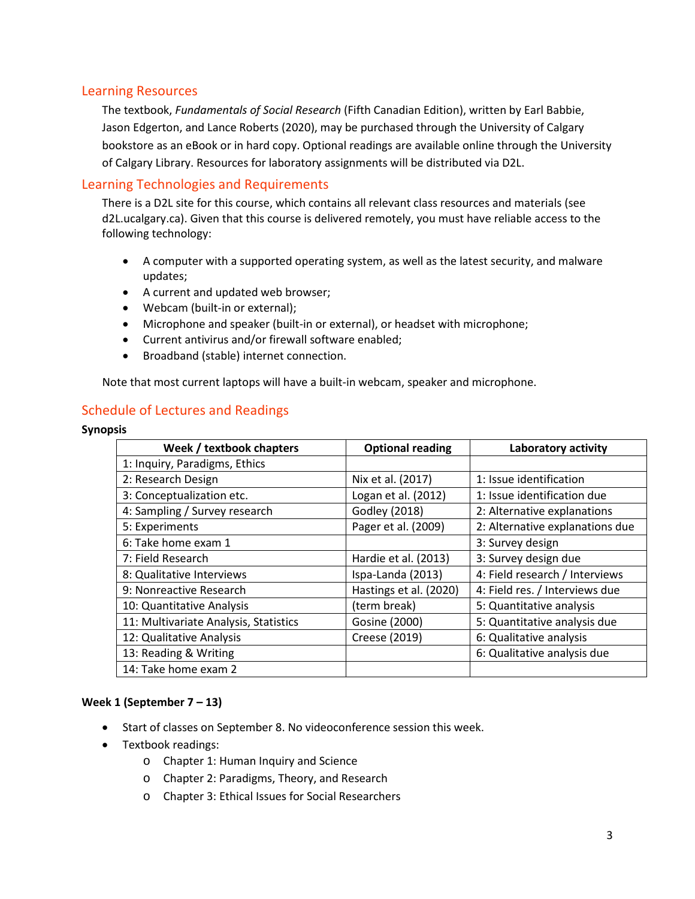## Learning Resources

The textbook, *Fundamentals of Social Research* (Fifth Canadian Edition), written by Earl Babbie, Jason Edgerton, and Lance Roberts (2020), may be purchased through the University of Calgary bookstore as an eBook or in hard copy. Optional readings are available online through the University of Calgary Library. Resources for laboratory assignments will be distributed via D2L.

## Learning Technologies and Requirements

There is a D2L site for this course, which contains all relevant class resources and materials (see d2L.ucalgary.ca). Given that this course is delivered remotely, you must have reliable access to the following technology:

- A computer with a supported operating system, as well as the latest security, and malware updates;
- A current and updated web browser;
- Webcam (built-in or external);
- Microphone and speaker (built-in or external), or headset with microphone;
- Current antivirus and/or firewall software enabled;
- Broadband (stable) internet connection.

Note that most current laptops will have a built-in webcam, speaker and microphone.

## Schedule of Lectures and Readings

**Synopsis**

| Week / textbook chapters | Optional reading | Laboratory activity |
|---|---|---|
| 1: Inquiry, Paradigms, Ethics | | |
| 2: Research Design | Nix et al. (2017) | 1: Issue identification |
| 3: Conceptualization etc. | Logan et al. (2012) | 1: Issue identification due |
| 4: Sampling / Survey research | Godley (2018) | 2: Alternative explanations |
| 5: Experiments | Pager et al. (2009) | 2: Alternative explanations due |
| 6: Take home exam 1 | | 3: Survey design |
| 7: Field Research | Hardie et al. (2013) | 3: Survey design due |
| 8: Qualitative Interviews | Ispa-Landa (2013) | 4: Field research / Interviews |
| 9: Nonreactive Research | Hastings et al. (2020) | 4: Field res. / Interviews due |
| 10: Quantitative Analysis | (term break) | 5: Quantitative analysis |
| 11: Multivariate Analysis, Statistics | Gosine (2000) | 5: Quantitative analysis due |
| 12: Qualitative Analysis | Creese (2019) | 6: Qualitative analysis |
| 13: Reading & Writing | | 6: Qualitative analysis due |
| 14: Take home exam 2 | | |

**Week 1 (September 7 – 13)**

- Start of classes on September 8. No videoconference session this week.
- Textbook readings:
  - Chapter 1: Human Inquiry and Science
  - Chapter 2: Paradigms, Theory, and Research
  - Chapter 3: Ethical Issues for Social Researchers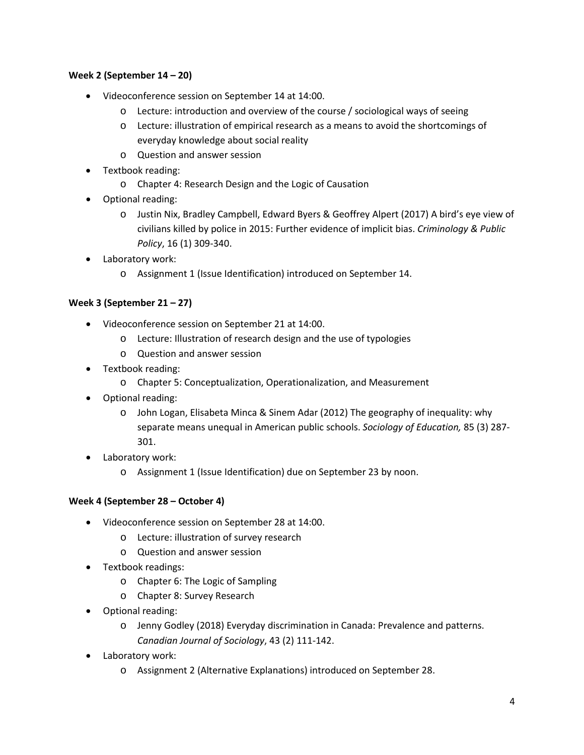**Week 2 (September 14 – 20)**

- Videoconference session on September 14 at 14:00.
  - Lecture: introduction and overview of the course / sociological ways of seeing
  - Lecture: illustration of empirical research as a means to avoid the shortcomings of everyday knowledge about social reality
  - Question and answer session
- Textbook reading:
  - Chapter 4: Research Design and the Logic of Causation
- Optional reading:
  - Justin Nix, Bradley Campbell, Edward Byers & Geoffrey Alpert (2017) A bird's eye view of civilians killed by police in 2015: Further evidence of implicit bias. *Criminology & Public Policy*, 16 (1) 309-340.
- Laboratory work:
  - Assignment 1 (Issue Identification) introduced on September 14.

**Week 3 (September 21 – 27)**

- Videoconference session on September 21 at 14:00.
  - Lecture: Illustration of research design and the use of typologies
  - Question and answer session
- Textbook reading:
  - Chapter 5: Conceptualization, Operationalization, and Measurement
- Optional reading:
  - John Logan, Elisabeta Minca & Sinem Adar (2012) The geography of inequality: why separate means unequal in American public schools. *Sociology of Education,* 85 (3) 287-301.
- Laboratory work:
  - Assignment 1 (Issue Identification) due on September 23 by noon.

**Week 4 (September 28 – October 4)**

- Videoconference session on September 28 at 14:00.
  - Lecture: illustration of survey research
  - Question and answer session
- Textbook readings:
  - Chapter 6: The Logic of Sampling
  - Chapter 8: Survey Research
- Optional reading:
  - Jenny Godley (2018) Everyday discrimination in Canada: Prevalence and patterns. *Canadian Journal of Sociology*, 43 (2) 111-142.
- Laboratory work:
  - Assignment 2 (Alternative Explanations) introduced on September 28.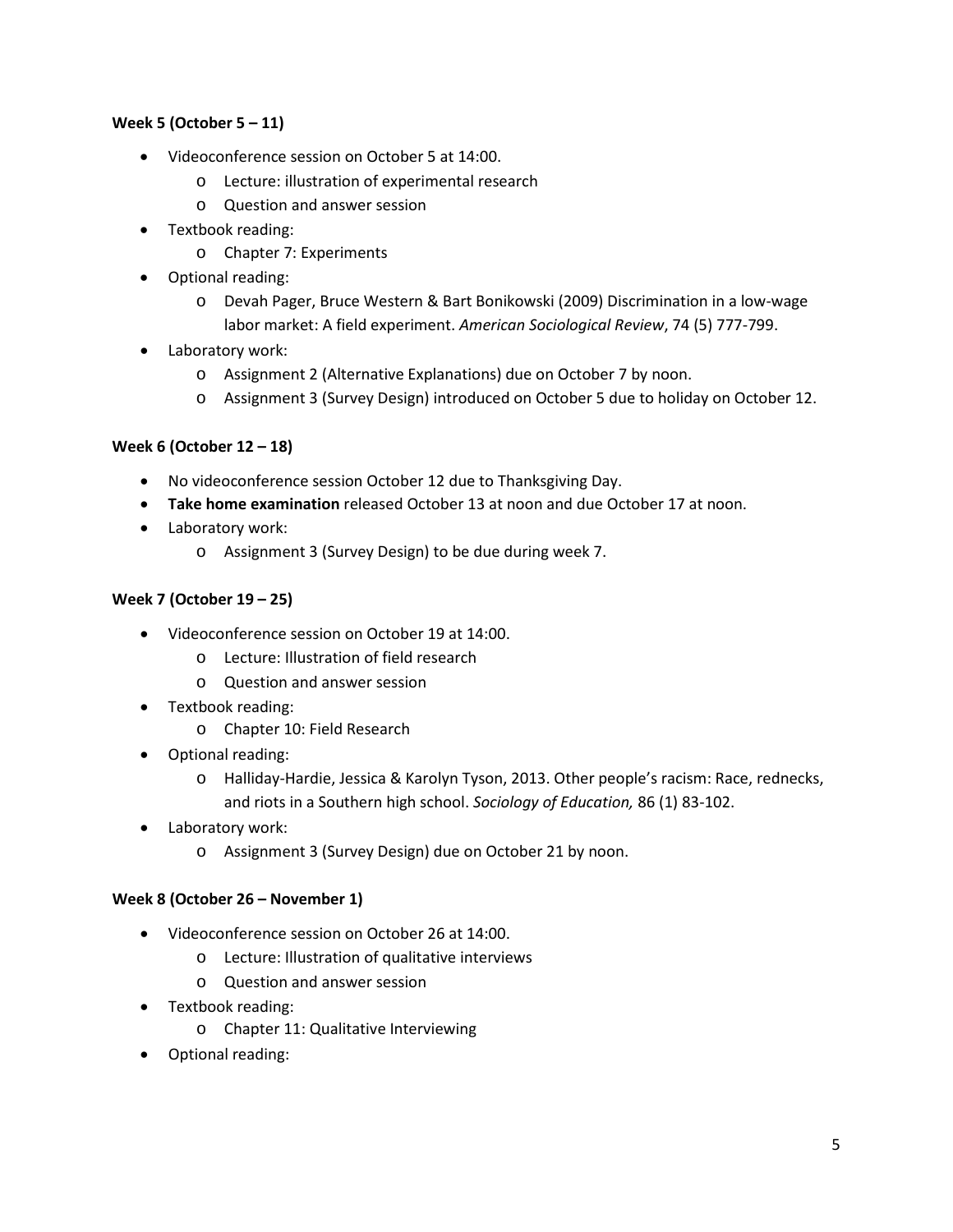**Week 5 (October 5 – 11)**

- Videoconference session on October 5 at 14:00.
  - Lecture: illustration of experimental research
  - Question and answer session
- Textbook reading:
  - Chapter 7: Experiments
- Optional reading:
  - Devah Pager, Bruce Western & Bart Bonikowski (2009) Discrimination in a low-wage labor market: A field experiment. *American Sociological Review*, 74 (5) 777-799.
- Laboratory work:
  - Assignment 2 (Alternative Explanations) due on October 7 by noon.
  - Assignment 3 (Survey Design) introduced on October 5 due to holiday on October 12.

**Week 6 (October 12 – 18)**

- No videoconference session October 12 due to Thanksgiving Day.
- **Take home examination** released October 13 at noon and due October 17 at noon.
- Laboratory work:
  - Assignment 3 (Survey Design) to be due during week 7.

**Week 7 (October 19 – 25)**

- Videoconference session on October 19 at 14:00.
  - Lecture: Illustration of field research
  - Question and answer session
- Textbook reading:
  - Chapter 10: Field Research
- Optional reading:
  - Halliday-Hardie, Jessica & Karolyn Tyson, 2013. Other people's racism: Race, rednecks, and riots in a Southern high school. *Sociology of Education,* 86 (1) 83-102.
- Laboratory work:
  - Assignment 3 (Survey Design) due on October 21 by noon.

**Week 8 (October 26 – November 1)**

- Videoconference session on October 26 at 14:00.
  - Lecture: Illustration of qualitative interviews
  - Question and answer session
- Textbook reading:
  - Chapter 11: Qualitative Interviewing
- Optional reading: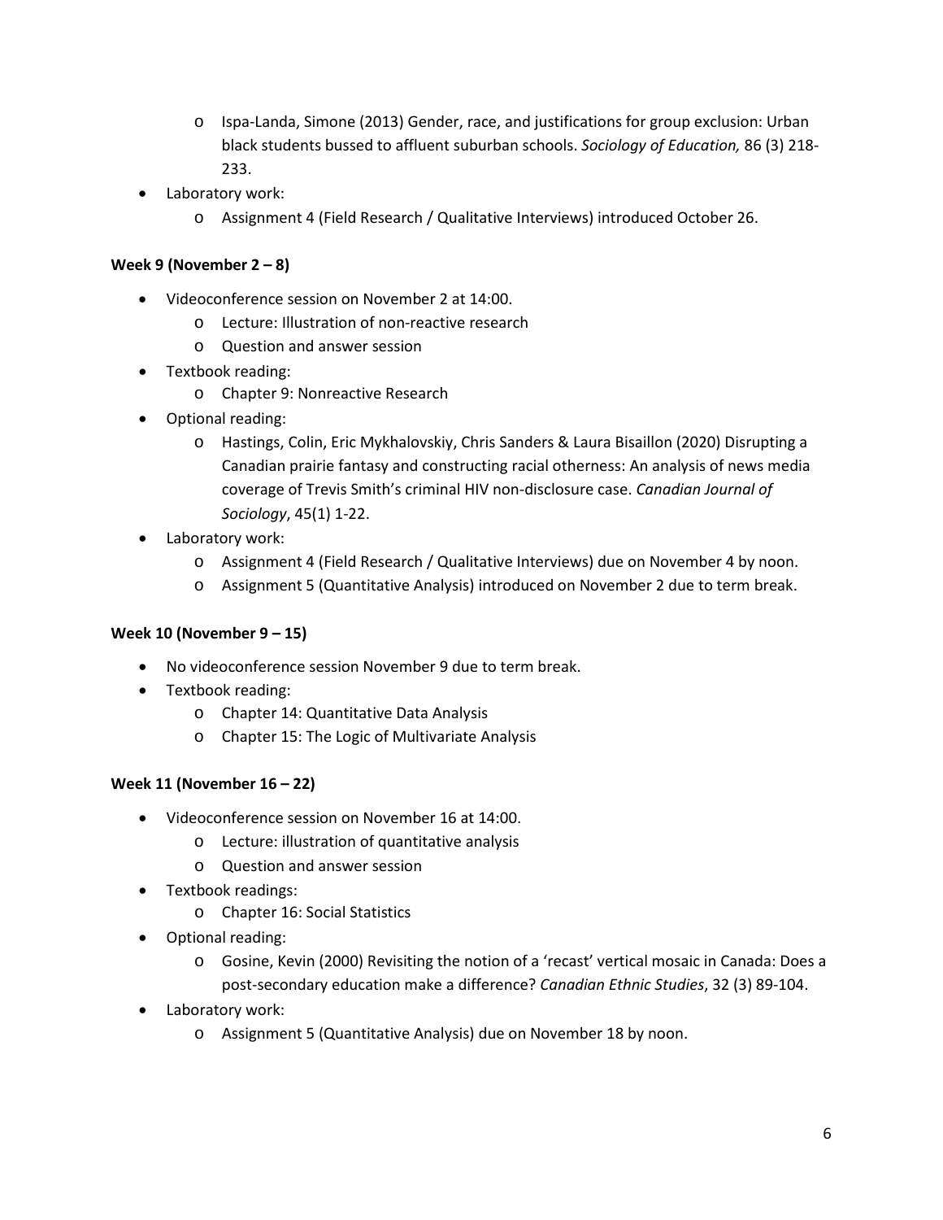- Ispa-Landa, Simone (2013) Gender, race, and justifications for group exclusion: Urban black students bussed to affluent suburban schools. *Sociology of Education,* 86 (3) 218-233.
- Laboratory work:
    - Assignment 4 (Field Research / Qualitative Interviews) introduced October 26.

**Week 9 (November 2 – 8)**

- Videoconference session on November 2 at 14:00.
    - Lecture: Illustration of non-reactive research
    - Question and answer session
- Textbook reading:
    - Chapter 9: Nonreactive Research
- Optional reading:
    - Hastings, Colin, Eric Mykhalovskiy, Chris Sanders & Laura Bisaillon (2020) Disrupting a Canadian prairie fantasy and constructing racial otherness: An analysis of news media coverage of Trevis Smith's criminal HIV non-disclosure case. *Canadian Journal of Sociology*, 45(1) 1-22.
- Laboratory work:
    - Assignment 4 (Field Research / Qualitative Interviews) due on November 4 by noon.
    - Assignment 5 (Quantitative Analysis) introduced on November 2 due to term break.

**Week 10 (November 9 – 15)**

- No videoconference session November 9 due to term break.
- Textbook reading:
    - Chapter 14: Quantitative Data Analysis
    - Chapter 15: The Logic of Multivariate Analysis

**Week 11 (November 16 – 22)**

- Videoconference session on November 16 at 14:00.
    - Lecture: illustration of quantitative analysis
    - Question and answer session
- Textbook readings:
    - Chapter 16: Social Statistics
- Optional reading:
    - Gosine, Kevin (2000) Revisiting the notion of a 'recast' vertical mosaic in Canada: Does a post-secondary education make a difference? *Canadian Ethnic Studies*, 32 (3) 89-104.
- Laboratory work:
    - Assignment 5 (Quantitative Analysis) due on November 18 by noon.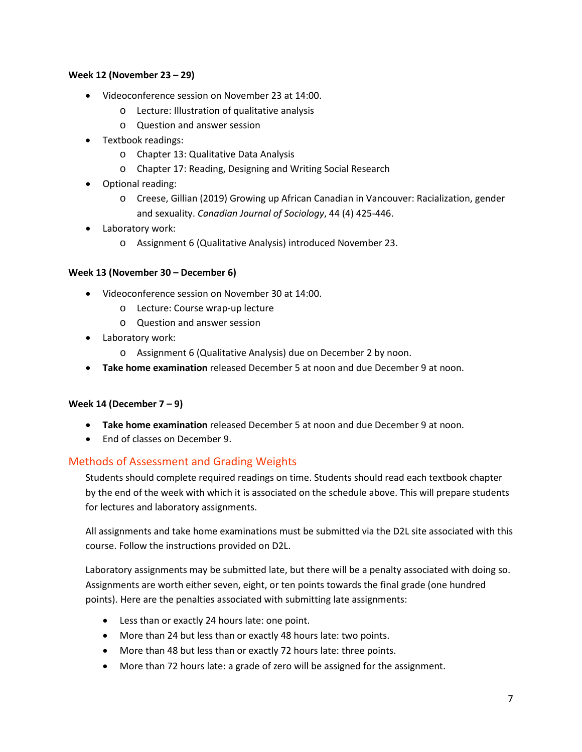**Week 12 (November 23 – 29)**

- Videoconference session on November 23 at 14:00.
  - Lecture: Illustration of qualitative analysis
  - Question and answer session
- Textbook readings:
  - Chapter 13: Qualitative Data Analysis
  - Chapter 17: Reading, Designing and Writing Social Research
- Optional reading:
  - Creese, Gillian (2019) Growing up African Canadian in Vancouver: Racialization, gender and sexuality. *Canadian Journal of Sociology*, 44 (4) 425-446.
- Laboratory work:
  - Assignment 6 (Qualitative Analysis) introduced November 23.

**Week 13 (November 30 – December 6)**

- Videoconference session on November 30 at 14:00.
  - Lecture: Course wrap-up lecture
  - Question and answer session
- Laboratory work:
  - Assignment 6 (Qualitative Analysis) due on December 2 by noon.
- **Take home examination** released December 5 at noon and due December 9 at noon.

**Week 14 (December 7 – 9)**

- **Take home examination** released December 5 at noon and due December 9 at noon.
- End of classes on December 9.

## Methods of Assessment and Grading Weights

Students should complete required readings on time. Students should read each textbook chapter by the end of the week with which it is associated on the schedule above. This will prepare students for lectures and laboratory assignments.

All assignments and take home examinations must be submitted via the D2L site associated with this course. Follow the instructions provided on D2L.

Laboratory assignments may be submitted late, but there will be a penalty associated with doing so. Assignments are worth either seven, eight, or ten points towards the final grade (one hundred points). Here are the penalties associated with submitting late assignments:

- Less than or exactly 24 hours late: one point.
- More than 24 but less than or exactly 48 hours late: two points.
- More than 48 but less than or exactly 72 hours late: three points.
- More than 72 hours late: a grade of zero will be assigned for the assignment.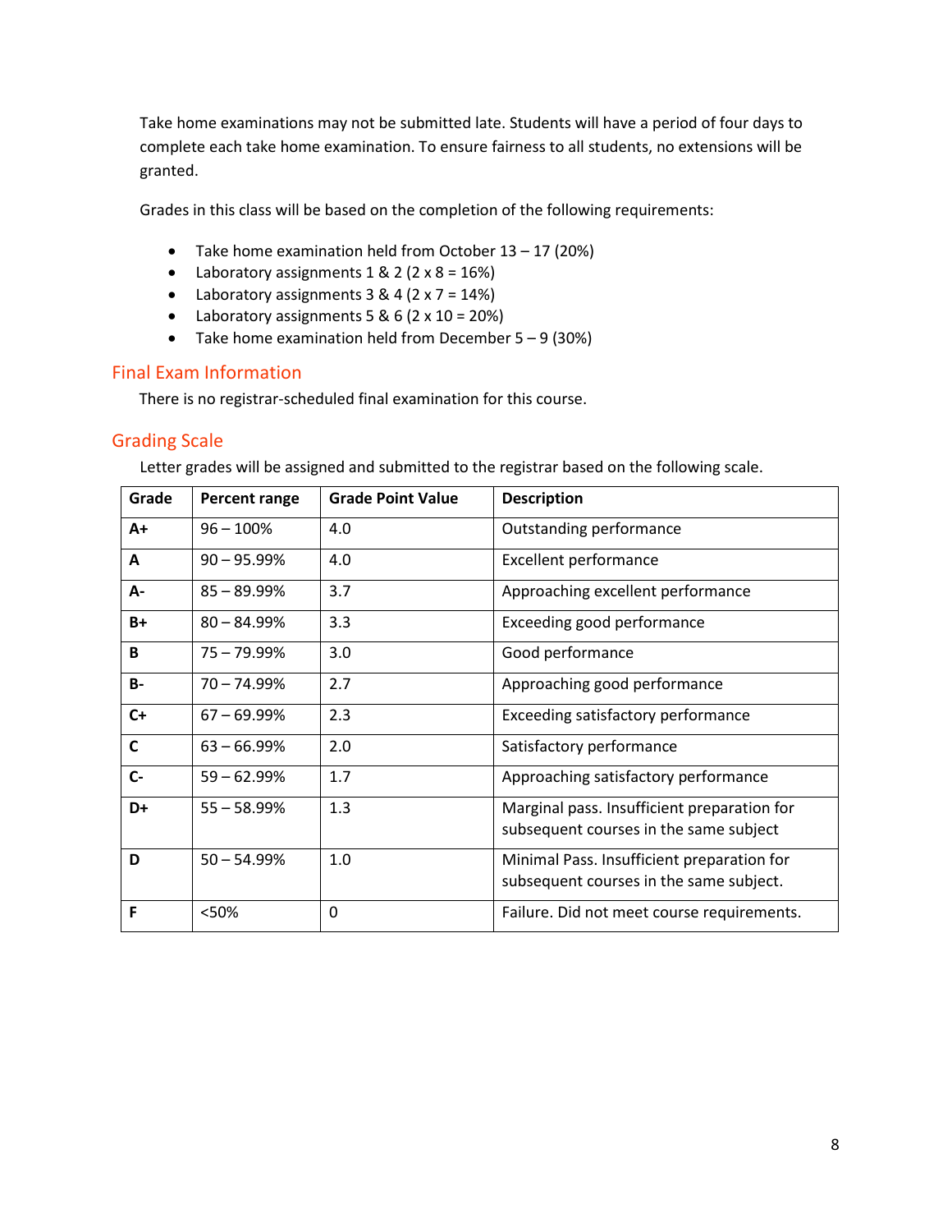Take home examinations may not be submitted late. Students will have a period of four days to complete each take home examination. To ensure fairness to all students, no extensions will be granted.

Grades in this class will be based on the completion of the following requirements:

- Take home examination held from October 13 – 17 (20%)
- Laboratory assignments 1 & 2 (2 x 8 = 16%)
- Laboratory assignments 3 & 4 (2 x 7 = 14%)
- Laboratory assignments 5 & 6 (2 x 10 = 20%)
- Take home examination held from December 5 – 9 (30%)

## Final Exam Information

There is no registrar-scheduled final examination for this course.

## Grading Scale

Letter grades will be assigned and submitted to the registrar based on the following scale.

| Grade | Percent range | Grade Point Value | Description |
|---|---|---|---|
| **A+** | 96 – 100% | 4.0 | Outstanding performance |
| **A** | 90 – 95.99% | 4.0 | Excellent performance |
| **A-** | 85 – 89.99% | 3.7 | Approaching excellent performance |
| **B+** | 80 – 84.99% | 3.3 | Exceeding good performance |
| **B** | 75 – 79.99% | 3.0 | Good performance |
| **B-** | 70 – 74.99% | 2.7 | Approaching good performance |
| **C+** | 67 – 69.99% | 2.3 | Exceeding satisfactory performance |
| **C** | 63 – 66.99% | 2.0 | Satisfactory performance |
| **C-** | 59 – 62.99% | 1.7 | Approaching satisfactory performance |
| **D+** | 55 – 58.99% | 1.3 | Marginal pass. Insufficient preparation for subsequent courses in the same subject |
| **D** | 50 – 54.99% | 1.0 | Minimal Pass. Insufficient preparation for subsequent courses in the same subject. |
| **F** | <50% | 0 | Failure. Did not meet course requirements. |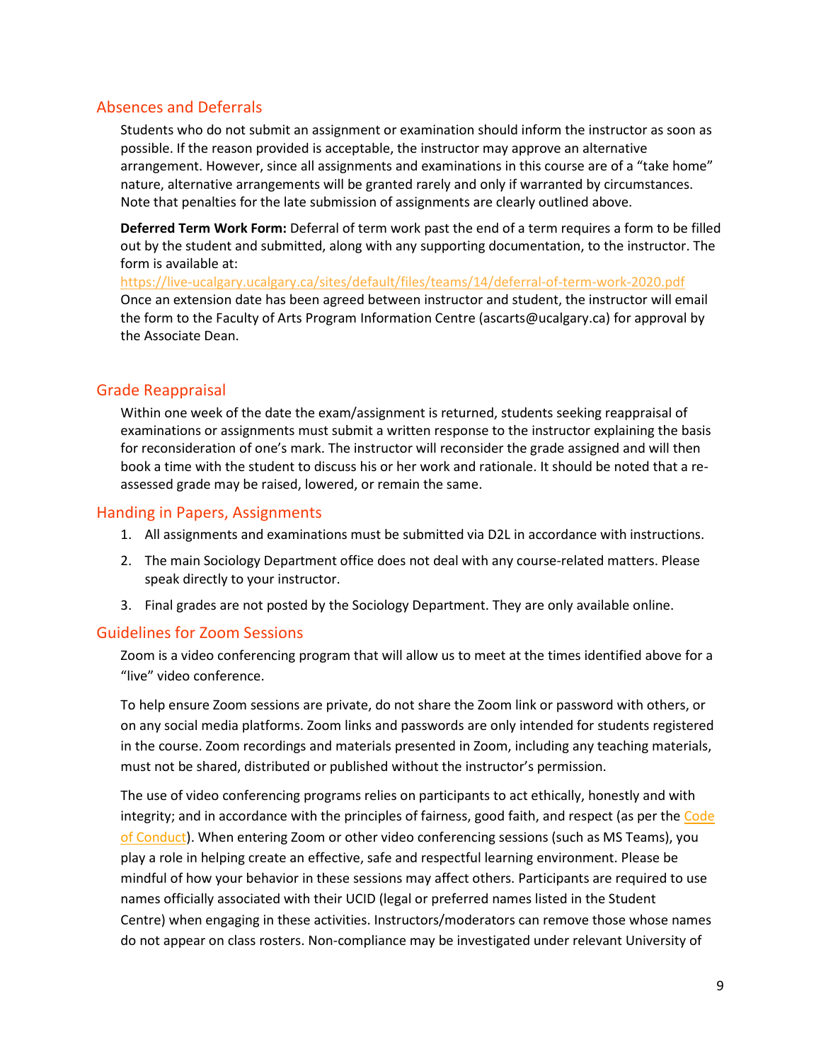## Absences and Deferrals

Students who do not submit an assignment or examination should inform the instructor as soon as possible. If the reason provided is acceptable, the instructor may approve an alternative arrangement. However, since all assignments and examinations in this course are of a "take home" nature, alternative arrangements will be granted rarely and only if warranted by circumstances. Note that penalties for the late submission of assignments are clearly outlined above.

**Deferred Term Work Form:** Deferral of term work past the end of a term requires a form to be filled out by the student and submitted, along with any supporting documentation, to the instructor. The form is available at:
[https://live-ucalgary.ucalgary.ca/sites/default/files/teams/14/deferral-of-term-work-2020.pdf](https://live-ucalgary.ucalgary.ca/sites/default/files/teams/14/deferral-of-term-work-2020.pdf)
Once an extension date has been agreed between instructor and student, the instructor will email the form to the Faculty of Arts Program Information Centre (ascarts@ucalgary.ca) for approval by the Associate Dean.

## Grade Reappraisal

Within one week of the date the exam/assignment is returned, students seeking reappraisal of examinations or assignments must submit a written response to the instructor explaining the basis for reconsideration of one's mark. The instructor will reconsider the grade assigned and will then book a time with the student to discuss his or her work and rationale. It should be noted that a re-assessed grade may be raised, lowered, or remain the same.

## Handing in Papers, Assignments

1. All assignments and examinations must be submitted via D2L in accordance with instructions.
2. The main Sociology Department office does not deal with any course-related matters. Please speak directly to your instructor.
3. Final grades are not posted by the Sociology Department. They are only available online.

## Guidelines for Zoom Sessions

Zoom is a video conferencing program that will allow us to meet at the times identified above for a "live" video conference.

To help ensure Zoom sessions are private, do not share the Zoom link or password with others, or on any social media platforms. Zoom links and passwords are only intended for students registered in the course. Zoom recordings and materials presented in Zoom, including any teaching materials, must not be shared, distributed or published without the instructor's permission.

The use of video conferencing programs relies on participants to act ethically, honestly and with integrity; and in accordance with the principles of fairness, good faith, and respect (as per the Code of Conduct). When entering Zoom or other video conferencing sessions (such as MS Teams), you play a role in helping create an effective, safe and respectful learning environment. Please be mindful of how your behavior in these sessions may affect others. Participants are required to use names officially associated with their UCID (legal or preferred names listed in the Student Centre) when engaging in these activities. Instructors/moderators can remove those whose names do not appear on class rosters. Non-compliance may be investigated under relevant University of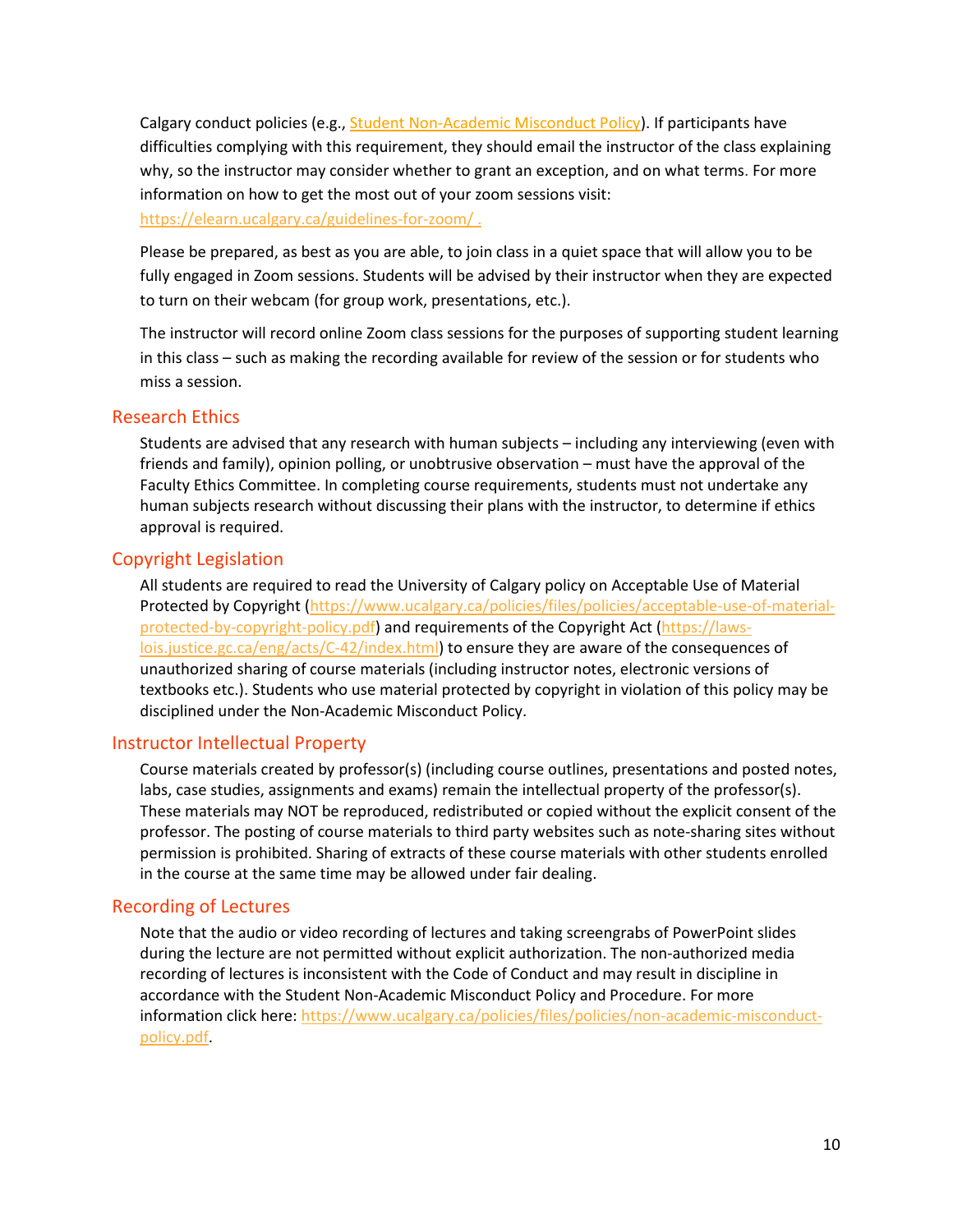Calgary conduct policies (e.g., [Student Non-Academic Misconduct Policy](#)). If participants have difficulties complying with this requirement, they should email the instructor of the class explaining why, so the instructor may consider whether to grant an exception, and on what terms. For more information on how to get the most out of your zoom sessions visit: [https://elearn.ucalgary.ca/guidelines-for-zoom/ .](https://elearn.ucalgary.ca/guidelines-for-zoom/)

Please be prepared, as best as you are able, to join class in a quiet space that will allow you to be fully engaged in Zoom sessions. Students will be advised by their instructor when they are expected to turn on their webcam (for group work, presentations, etc.).

The instructor will record online Zoom class sessions for the purposes of supporting student learning in this class – such as making the recording available for review of the session or for students who miss a session.

## Research Ethics

Students are advised that any research with human subjects – including any interviewing (even with friends and family), opinion polling, or unobtrusive observation – must have the approval of the Faculty Ethics Committee. In completing course requirements, students must not undertake any human subjects research without discussing their plans with the instructor, to determine if ethics approval is required.

## Copyright Legislation

All students are required to read the University of Calgary policy on Acceptable Use of Material Protected by Copyright ([https://www.ucalgary.ca/policies/files/policies/acceptable-use-of-material-protected-by-copyright-policy.pdf](https://www.ucalgary.ca/policies/files/policies/acceptable-use-of-material-protected-by-copyright-policy.pdf)) and requirements of the Copyright Act ([https://laws-lois.justice.gc.ca/eng/acts/C-42/index.html](https://laws-lois.justice.gc.ca/eng/acts/C-42/index.html)) to ensure they are aware of the consequences of unauthorized sharing of course materials (including instructor notes, electronic versions of textbooks etc.). Students who use material protected by copyright in violation of this policy may be disciplined under the Non-Academic Misconduct Policy.

## Instructor Intellectual Property

Course materials created by professor(s) (including course outlines, presentations and posted notes, labs, case studies, assignments and exams) remain the intellectual property of the professor(s). These materials may NOT be reproduced, redistributed or copied without the explicit consent of the professor. The posting of course materials to third party websites such as note-sharing sites without permission is prohibited. Sharing of extracts of these course materials with other students enrolled in the course at the same time may be allowed under fair dealing.

## Recording of Lectures

Note that the audio or video recording of lectures and taking screengrabs of PowerPoint slides during the lecture are not permitted without explicit authorization. The non-authorized media recording of lectures is inconsistent with the Code of Conduct and may result in discipline in accordance with the Student Non-Academic Misconduct Policy and Procedure. For more information click here: [https://www.ucalgary.ca/policies/files/policies/non-academic-misconduct-policy.pdf](https://www.ucalgary.ca/policies/files/policies/non-academic-misconduct-policy.pdf).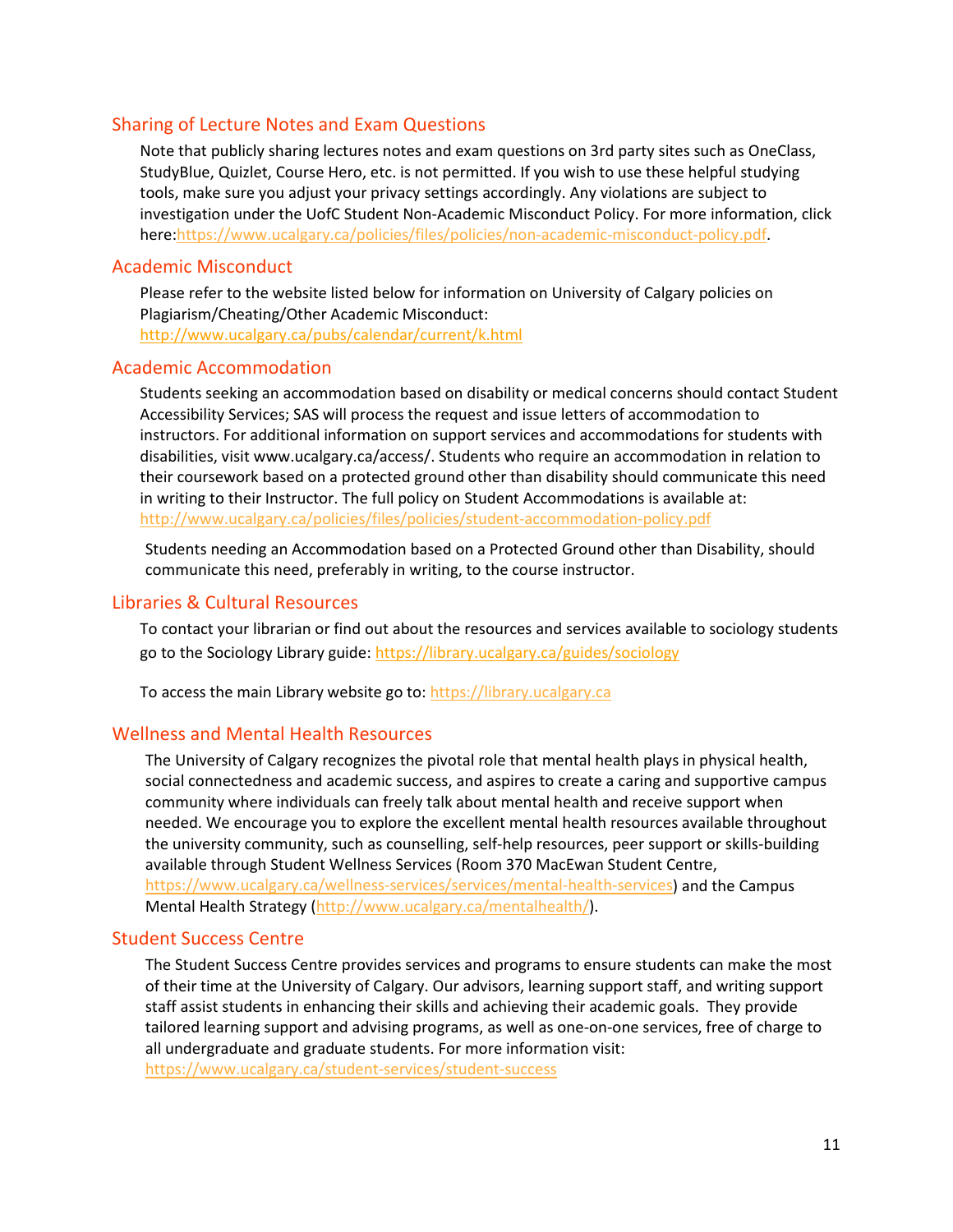## Sharing of Lecture Notes and Exam Questions

Note that publicly sharing lectures notes and exam questions on 3rd party sites such as OneClass, StudyBlue, Quizlet, Course Hero, etc. is not permitted. If you wish to use these helpful studying tools, make sure you adjust your privacy settings accordingly. Any violations are subject to investigation under the UofC Student Non-Academic Misconduct Policy. For more information, click here:https://www.ucalgary.ca/policies/files/policies/non-academic-misconduct-policy.pdf.

## Academic Misconduct

Please refer to the website listed below for information on University of Calgary policies on Plagiarism/Cheating/Other Academic Misconduct:
http://www.ucalgary.ca/pubs/calendar/current/k.html

## Academic Accommodation

Students seeking an accommodation based on disability or medical concerns should contact Student Accessibility Services; SAS will process the request and issue letters of accommodation to instructors. For additional information on support services and accommodations for students with disabilities, visit www.ucalgary.ca/access/. Students who require an accommodation in relation to their coursework based on a protected ground other than disability should communicate this need in writing to their Instructor. The full policy on Student Accommodations is available at: http://www.ucalgary.ca/policies/files/policies/student-accommodation-policy.pdf

Students needing an Accommodation based on a Protected Ground other than Disability, should communicate this need, preferably in writing, to the course instructor.

## Libraries & Cultural Resources

To contact your librarian or find out about the resources and services available to sociology students go to the Sociology Library guide: https://library.ucalgary.ca/guides/sociology

To access the main Library website go to: https://library.ucalgary.ca

## Wellness and Mental Health Resources

The University of Calgary recognizes the pivotal role that mental health plays in physical health, social connectedness and academic success, and aspires to create a caring and supportive campus community where individuals can freely talk about mental health and receive support when needed. We encourage you to explore the excellent mental health resources available throughout the university community, such as counselling, self-help resources, peer support or skills-building available through Student Wellness Services (Room 370 MacEwan Student Centre, https://www.ucalgary.ca/wellness-services/services/mental-health-services) and the Campus Mental Health Strategy (http://www.ucalgary.ca/mentalhealth/).

## Student Success Centre

The Student Success Centre provides services and programs to ensure students can make the most of their time at the University of Calgary. Our advisors, learning support staff, and writing support staff assist students in enhancing their skills and achieving their academic goals. They provide tailored learning support and advising programs, as well as one-on-one services, free of charge to all undergraduate and graduate students. For more information visit: https://www.ucalgary.ca/student-services/student-success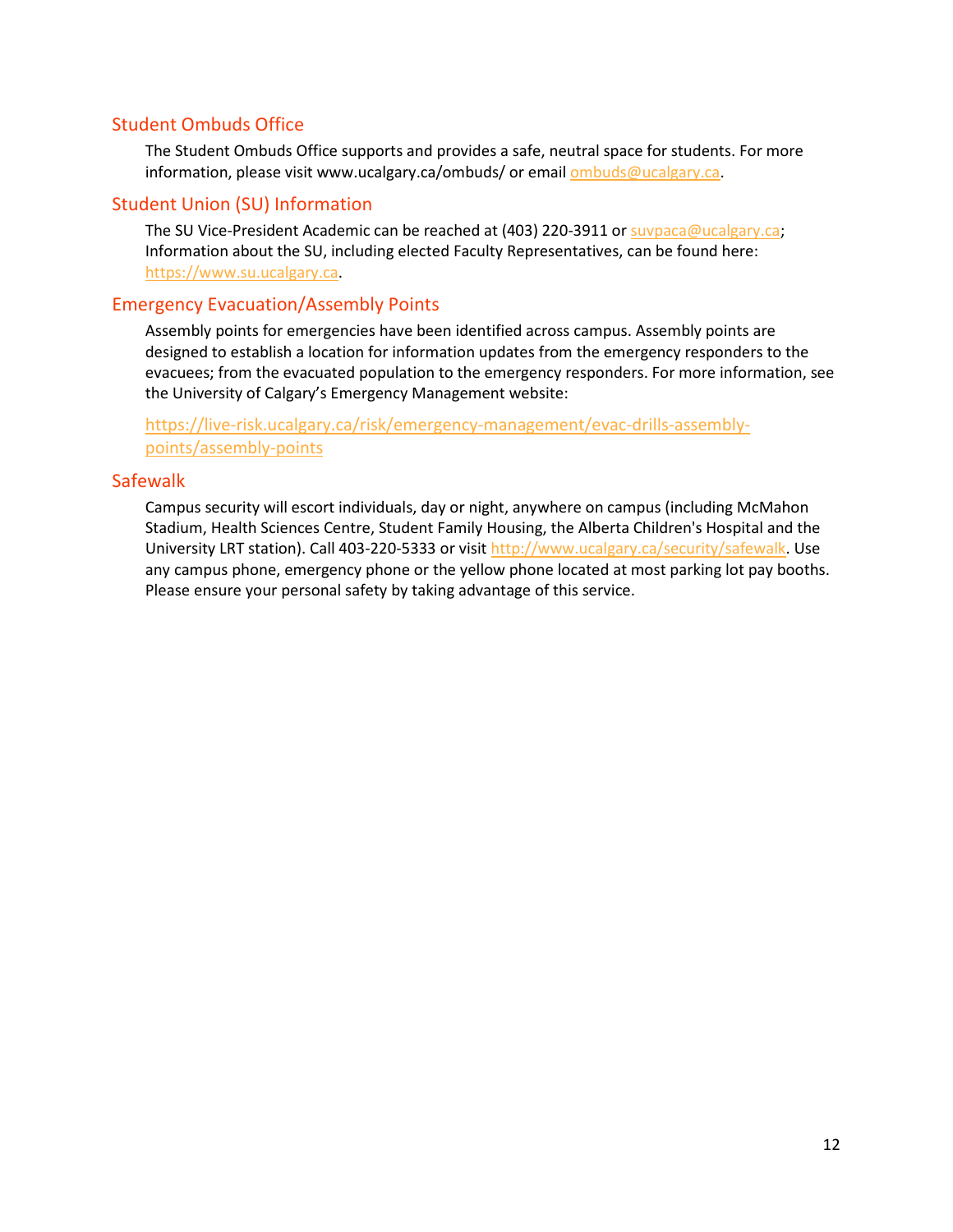## Student Ombuds Office

The Student Ombuds Office supports and provides a safe, neutral space for students. For more information, please visit www.ucalgary.ca/ombuds/ or email ombuds@ucalgary.ca.

## Student Union (SU) Information

The SU Vice-President Academic can be reached at (403) 220-3911 or suvpaca@ucalgary.ca; Information about the SU, including elected Faculty Representatives, can be found here: https://www.su.ucalgary.ca.

## Emergency Evacuation/Assembly Points

Assembly points for emergencies have been identified across campus. Assembly points are designed to establish a location for information updates from the emergency responders to the evacuees; from the evacuated population to the emergency responders. For more information, see the University of Calgary's Emergency Management website:

https://live-risk.ucalgary.ca/risk/emergency-management/evac-drills-assembly-points/assembly-points

## Safewalk

Campus security will escort individuals, day or night, anywhere on campus (including McMahon Stadium, Health Sciences Centre, Student Family Housing, the Alberta Children's Hospital and the University LRT station). Call 403-220-5333 or visit http://www.ucalgary.ca/security/safewalk. Use any campus phone, emergency phone or the yellow phone located at most parking lot pay booths. Please ensure your personal safety by taking advantage of this service.